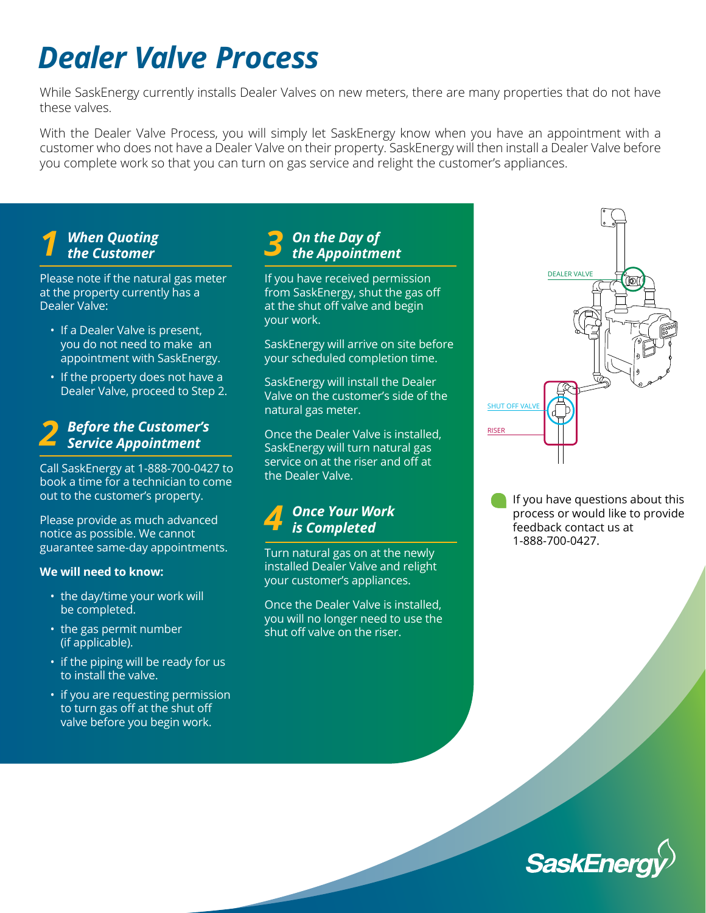# Dealer Valve Process

While SaskEnergy currently installs Dealer Valves on new meters, there are many properties that do not have these valves.

With the Dealer Valve Process, you will simply let SaskEnergy know when you have an appointment with a customer who does not have a Dealer Valve on their property. SaskEnergy will then install a Dealer Valve before you complete work so that you can turn on gas service and relight the customer's appliances.

## 1 *When Quoting the Customer*

Please note if the natural gas meter at the property currently has a Dealer Valve:

- If a Dealer Valve is present, you do not need to make an appointment with SaskEnergy.
- If the property does not have a Dealer Valve, proceed to Step 2.

## 2 *Before the Customer's Service Appointment*

Call SaskEnergy at 1-888-700-0427 to book a time for a technician to come out to the customer's property.

Please provide as much advanced notice as possible. We cannot guarantee same-day appointments.

**We will need to know:**

- the day/time your work will be completed.
- the gas permit number (if applicable).
- if the piping will be ready for us to install the valve.
- if you are requesting permission to turn gas off at the shut off valve before you begin work.

## 3 *On the Day of the Appointment*

If you have received permission from SaskEnergy, shut the gas off at the shut off valve and begin your work.

SaskEnergy will arrive on site before your scheduled completion time.

SaskEnergy will install the Dealer Valve on the customer's side of the natural gas meter.

Once the Dealer Valve is installed, SaskEnergy will turn natural gas service on at the riser and off at the Dealer Valve.

## 4 *Once Your Work is Completed*

Turn natural gas on at the newly installed Dealer Valve and relight your customer's appliances.

Once the Dealer Valve is installed, you will no longer need to use the shut off valve on the riser.

DEALER VALVE

SHUT OFF VALVE

RISER

If you have questions about this process or would like to provide feedback contact us at 1-888-700-0427.

SaskEnergy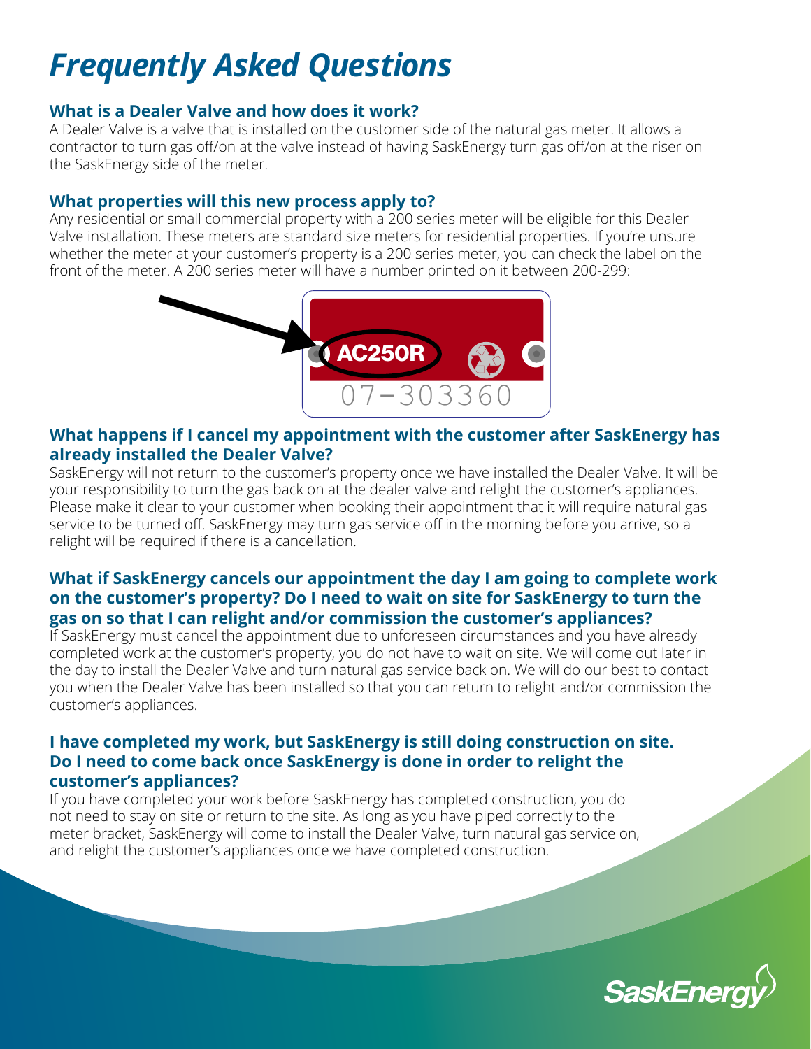# *Frequently Asked Questions*

### What is a Dealer Valve and how does it work?

A Dealer Valve is a valve that is installed on the customer side of the natural gas meter. It allows a contractor to turn gas off/on at the valve instead of having SaskEnergy turn gas off/on at the riser on the SaskEnergy side of the meter.

### What properties will this new process apply to?

Any residential or small commercial property with a 200 series meter will be eligible for this Dealer Valve installation. These meters are standard size meters for residential properties. If you're unsure whether the meter at your customer's property is a 200 series meter, you can check the label on the front of the meter. A 200 series meter will have a number printed on it between 200-299:

AC250R

07–303360

### What happens if I cancel my appointment with the customer after SaskEnergy has already installed the Dealer Valve?

SaskEnergy will not return to the customer's property once we have installed the Dealer Valve. It will be your responsibility to turn the gas back on at the dealer valve and relight the customer's appliances. Please make it clear to your customer when booking their appointment that it will require natural gas service to be turned off. SaskEnergy may turn gas service off in the morning before you arrive, so a relight will be required if there is a cancellation.

### What if SaskEnergy cancels our appointment the day I am going to complete work on the customer's property? Do I need to wait on site for SaskEnergy to turn the gas on so that I can relight and/or commission the customer's appliances?

If SaskEnergy must cancel the appointment due to unforeseen circumstances and you have already completed work at the customer's property, you do not have to wait on site. We will come out later in the day to install the Dealer Valve and turn natural gas service back on. We will do our best to contact you when the Dealer Valve has been installed so that you can return to relight and/or commission the customer's appliances.

### I have completed my work, but SaskEnergy is still doing construction on site. Do I need to come back once SaskEnergy is done in order to relight the customer's appliances?

If you have completed your work before SaskEnergy has completed construction, you do not need to stay on site or return to the site. As long as you have piped correctly to the meter bracket, SaskEnergy will come to install the Dealer Valve, turn natural gas service on, and relight the customer's appliances once we have completed construction.

SaskEnergy